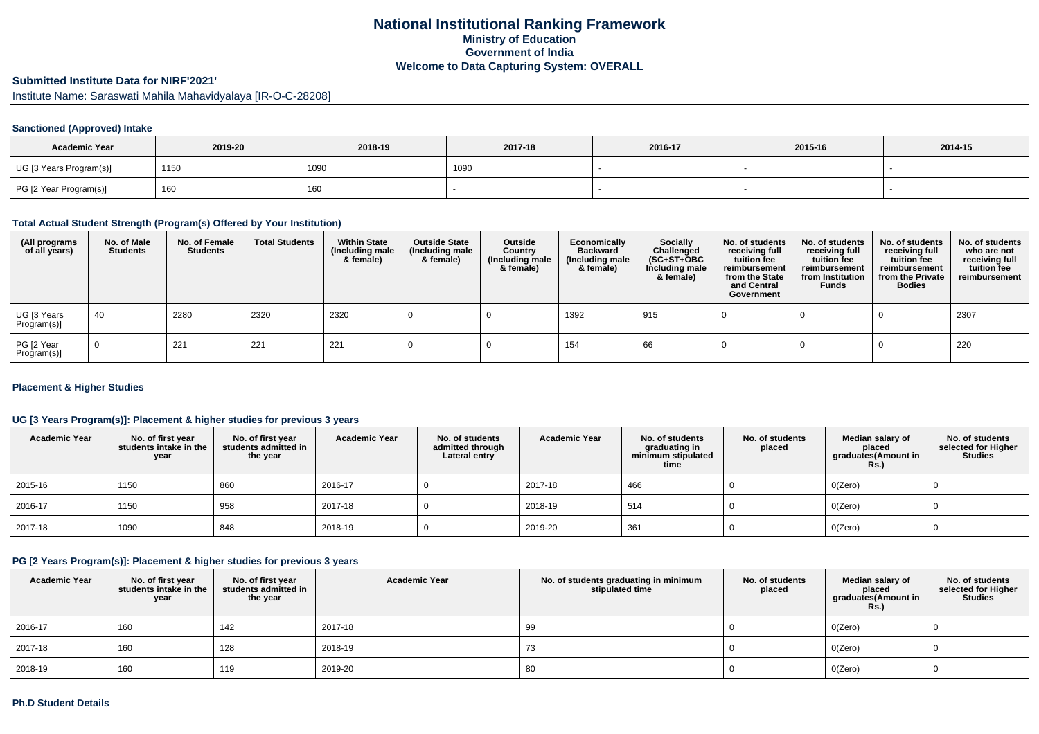# National Institutional Ranking Framework
## Ministry of Education
## Government of India
## Welcome to Data Capturing System: OVERALL

**Submitted Institute Data for NIRF'2021'**

Institute Name: Saraswati Mahila Mahavidyalaya [IR-O-C-28208]

### Sanctioned (Approved) Intake

| Academic Year | 2019-20 | 2018-19 | 2017-18 | 2016-17 | 2015-16 | 2014-15 |
|---|---|---|---|---|---|---|
| UG [3 Years Program(s)] | 1150 | 1090 | 1090 | - | - | - |
| PG [2 Year Program(s)] | 160 | 160 | - | - | - | - |

### Total Actual Student Strength (Program(s) Offered by Your Institution)

| (All programs of all years) | No. of Male Students | No. of Female Students | Total Students | Within State (Including male & female) | Outside State (Including male & female) | Outside Country (Including male & female) | Economically Backward (Including male & female) | Socially Challenged (SC+ST+OBC Including male & female) | No. of students receiving full tuition fee reimbursement from the State and Central Government | No. of students receiving full tuition fee reimbursement from Institution Funds | No. of students receiving full tuition fee reimbursement from the Private Bodies | No. of students who are not receiving full tuition fee reimbursement |
|---|---|---|---|---|---|---|---|---|---|---|---|---|
| UG [3 Years Program(s)] | 40 | 2280 | 2320 | 2320 | 0 | 0 | 1392 | 915 | 0 | 0 | 0 | 2307 |
| PG [2 Year Program(s)] | 0 | 221 | 221 | 221 | 0 | 0 | 154 | 66 | 0 | 0 | 0 | 220 |

### Placement & Higher Studies

### UG [3 Years Program(s)]: Placement & higher studies for previous 3 years

| Academic Year | No. of first year students intake in the year | No. of first year students admitted in the year | Academic Year | No. of students admitted through Lateral entry | Academic Year | No. of students graduating in minimum stipulated time | No. of students placed | Median salary of placed graduates(Amount in Rs.) | No. of students selected for Higher Studies |
|---|---|---|---|---|---|---|---|---|---|
| 2015-16 | 1150 | 860 | 2016-17 | 0 | 2017-18 | 466 | 0 | 0(Zero) | 0 |
| 2016-17 | 1150 | 958 | 2017-18 | 0 | 2018-19 | 514 | 0 | 0(Zero) | 0 |
| 2017-18 | 1090 | 848 | 2018-19 | 0 | 2019-20 | 361 | 0 | 0(Zero) | 0 |

### PG [2 Years Program(s)]: Placement & higher studies for previous 3 years

| Academic Year | No. of first year students intake in the year | No. of first year students admitted in the year | Academic Year | No. of students graduating in minimum stipulated time | No. of students placed | Median salary of placed graduates(Amount in Rs.) | No. of students selected for Higher Studies |
|---|---|---|---|---|---|---|---|
| 2016-17 | 160 | 142 | 2017-18 | 99 | 0 | 0(Zero) | 0 |
| 2017-18 | 160 | 128 | 2018-19 | 73 | 0 | 0(Zero) | 0 |
| 2018-19 | 160 | 119 | 2019-20 | 80 | 0 | 0(Zero) | 0 |

### Ph.D Student Details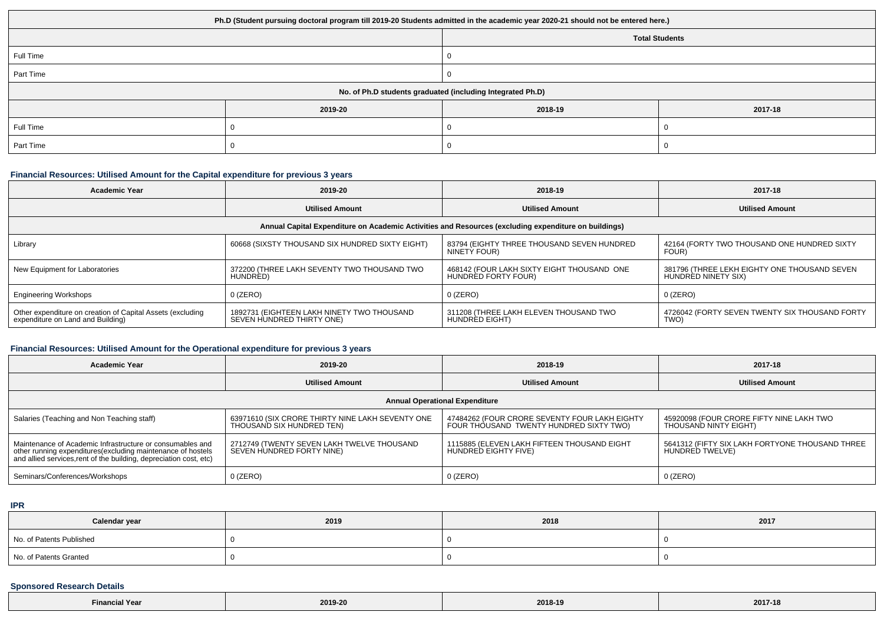| Ph.D (Student pursuing doctoral program till 2019-20 Students admitted in the academic year 2020-21 should not be entered here.) | | | |
|---|---|---|---|
| | | Total Students | |
| Full Time | | 0 | |
| Part Time | | 0 | |
| No. of Ph.D students graduated (including Integrated Ph.D) | | | |
| | 2019-20 | 2018-19 | 2017-18 |
| Full Time | 0 | 0 | 0 |
| Part Time | 0 | 0 | 0 |

### Financial Resources: Utilised Amount for the Capital expenditure for previous 3 years

| Academic Year | 2019-20 | 2018-19 | 2017-18 |
|---|---|---|---|
| | Utilised Amount | Utilised Amount | Utilised Amount |
| Annual Capital Expenditure on Academic Activities and Resources (excluding expenditure on buildings) | | | |
| Library | 60668 (SIXSTY THOUSAND SIX HUNDRED SIXTY EIGHT) | 83794 (EIGHTY THREE THOUSAND SEVEN HUNDRED NINETY FOUR) | 42164 (FORTY TWO THOUSAND ONE HUNDRED SIXTY FOUR) |
| New Equipment for Laboratories | 372200 (THREE LAKH SEVENTY TWO THOUSAND TWO HUNDRED) | 468142 (FOUR LAKH SIXTY EIGHT THOUSAND ONE HUNDRED FORTY FOUR) | 381796 (THREE LEKH EIGHTY ONE THOUSAND SEVEN HUNDRED NINETY SIX) |
| Engineering Workshops | 0 (ZERO) | 0 (ZERO) | 0 (ZERO) |
| Other expenditure on creation of Capital Assets (excluding expenditure on Land and Building) | 1892731 (EIGHTEEN LAKH NINETY TWO THOUSAND SEVEN HUNDRED THIRTY ONE) | 311208 (THREE LAKH ELEVEN THOUSAND TWO HUNDRED EIGHT) | 4726042 (FORTY SEVEN TWENTY SIX THOUSAND FORTY TWO) |

### Financial Resources: Utilised Amount for the Operational expenditure for previous 3 years

| Academic Year | 2019-20 | 2018-19 | 2017-18 |
|---|---|---|---|
| | Utilised Amount | Utilised Amount | Utilised Amount |
| Annual Operational Expenditure | | | |
| Salaries (Teaching and Non Teaching staff) | 63971610 (SIX CRORE THIRTY NINE LAKH SEVENTY ONE THOUSAND SIX HUNDRED TEN) | 47484262 (FOUR CRORE SEVENTY FOUR LAKH EIGHTY FOUR THOUSAND TWENTY HUNDRED SIXTY TWO) | 45920098 (FOUR CRORE FIFTY NINE LAKH TWO THOUSAND NINTY EIGHT) |
| Maintenance of Academic Infrastructure or consumables and other running expenditures(excluding maintenance of hostels and allied services,rent of the building, depreciation cost, etc) | 2712749 (TWENTY SEVEN LAKH TWELVE THOUSAND SEVEN HUNDRED FORTY NINE) | 1115885 (ELEVEN LAKH FIFTEEN THOUSAND EIGHT HUNDRED EIGHTY FIVE) | 5641312 (FIFTY SIX LAKH FORTYONE THOUSAND THREE HUNDRED TWELVE) |
| Seminars/Conferences/Workshops | 0 (ZERO) | 0 (ZERO) | 0 (ZERO) |

### IPR

| Calendar year | 2019 | 2018 | 2017 |
|---|---|---|---|
| No. of Patents Published | 0 | 0 | 0 |
| No. of Patents Granted | 0 | 0 | 0 |

### Sponsored Research Details

| Financial Year | 2019-20 | 2018-19 | 2017-18 |
|---|---|---|---|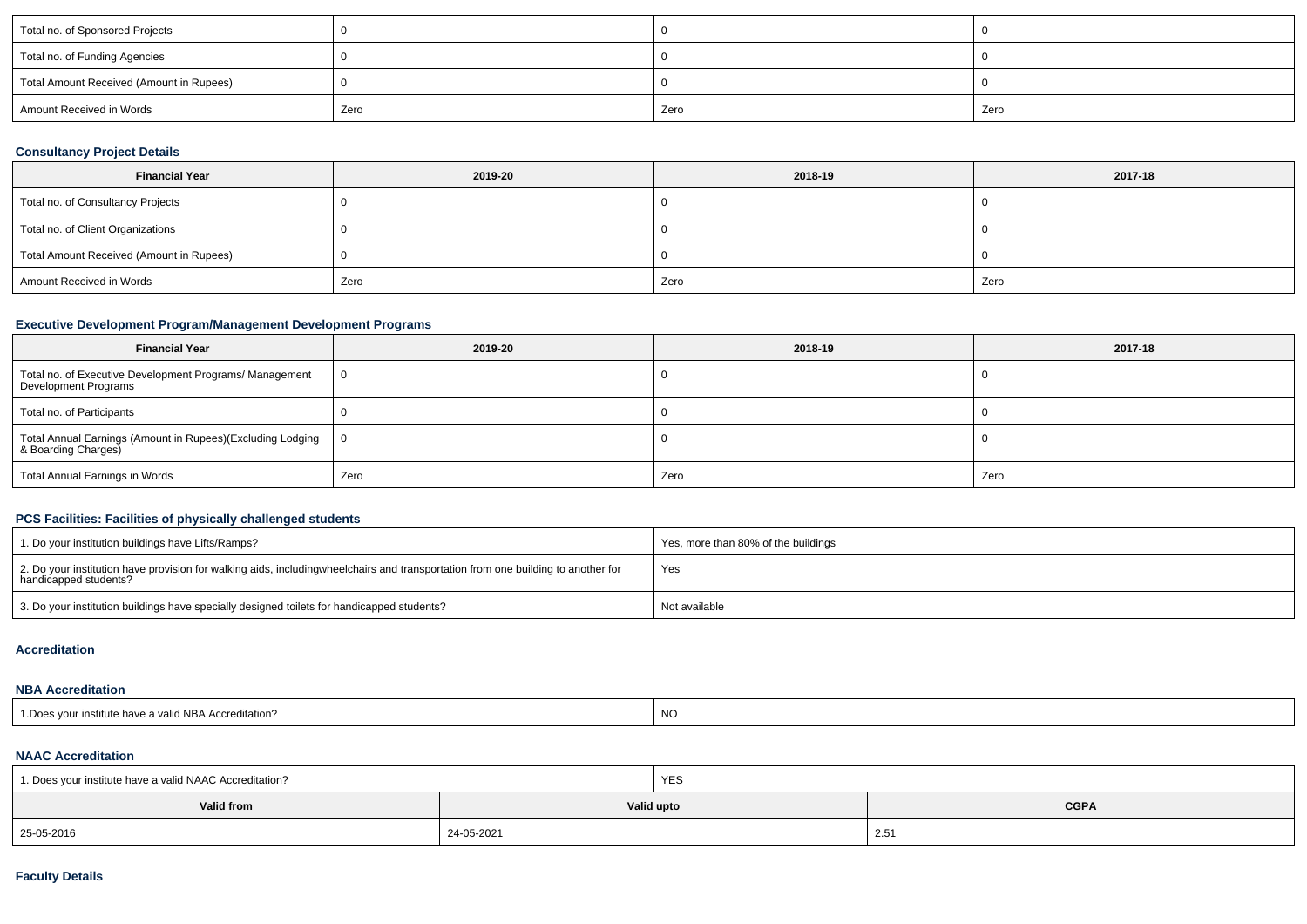| Total no. of Sponsored Projects | 0 | 0 | 0 |
|---|---|---|---|
| Total no. of Funding Agencies | 0 | 0 | 0 |
| Total Amount Received (Amount in Rupees) | 0 | 0 | 0 |
| Amount Received in Words | Zero | Zero | Zero |

### Consultancy Project Details

| Financial Year | 2019-20 | 2018-19 | 2017-18 |
|---|---|---|---|
| Total no. of Consultancy Projects | 0 | 0 | 0 |
| Total no. of Client Organizations | 0 | 0 | 0 |
| Total Amount Received (Amount in Rupees) | 0 | 0 | 0 |
| Amount Received in Words | Zero | Zero | Zero |

### Executive Development Program/Management Development Programs

| Financial Year | 2019-20 | 2018-19 | 2017-18 |
|---|---|---|---|
| Total no. of Executive Development Programs/ Management Development Programs | 0 | 0 | 0 |
| Total no. of Participants | 0 | 0 | 0 |
| Total Annual Earnings (Amount in Rupees)(Excluding Lodging & Boarding Charges) | 0 | 0 | 0 |
| Total Annual Earnings in Words | Zero | Zero | Zero |

### PCS Facilities: Facilities of physically challenged students

| | |
|---|---|
| 1. Do your institution buildings have Lifts/Ramps? | Yes, more than 80% of the buildings |
| 2. Do your institution have provision for walking aids, includingwheelchairs and transportation from one building to another for handicapped students? | Yes |
| 3. Do your institution buildings have specially designed toilets for handicapped students? | Not available |

### Accreditation

### NBA Accreditation

| | |
|---|---|
| 1.Does your institute have a valid NBA Accreditation? | NO |

### NAAC Accreditation

| 1. Does your institute have a valid NAAC Accreditation? | | YES |
|---|---|---|
| **Valid from** | **Valid upto** | **CGPA** |
| 25-05-2016 | 24-05-2021 | 2.51 |

### Faculty Details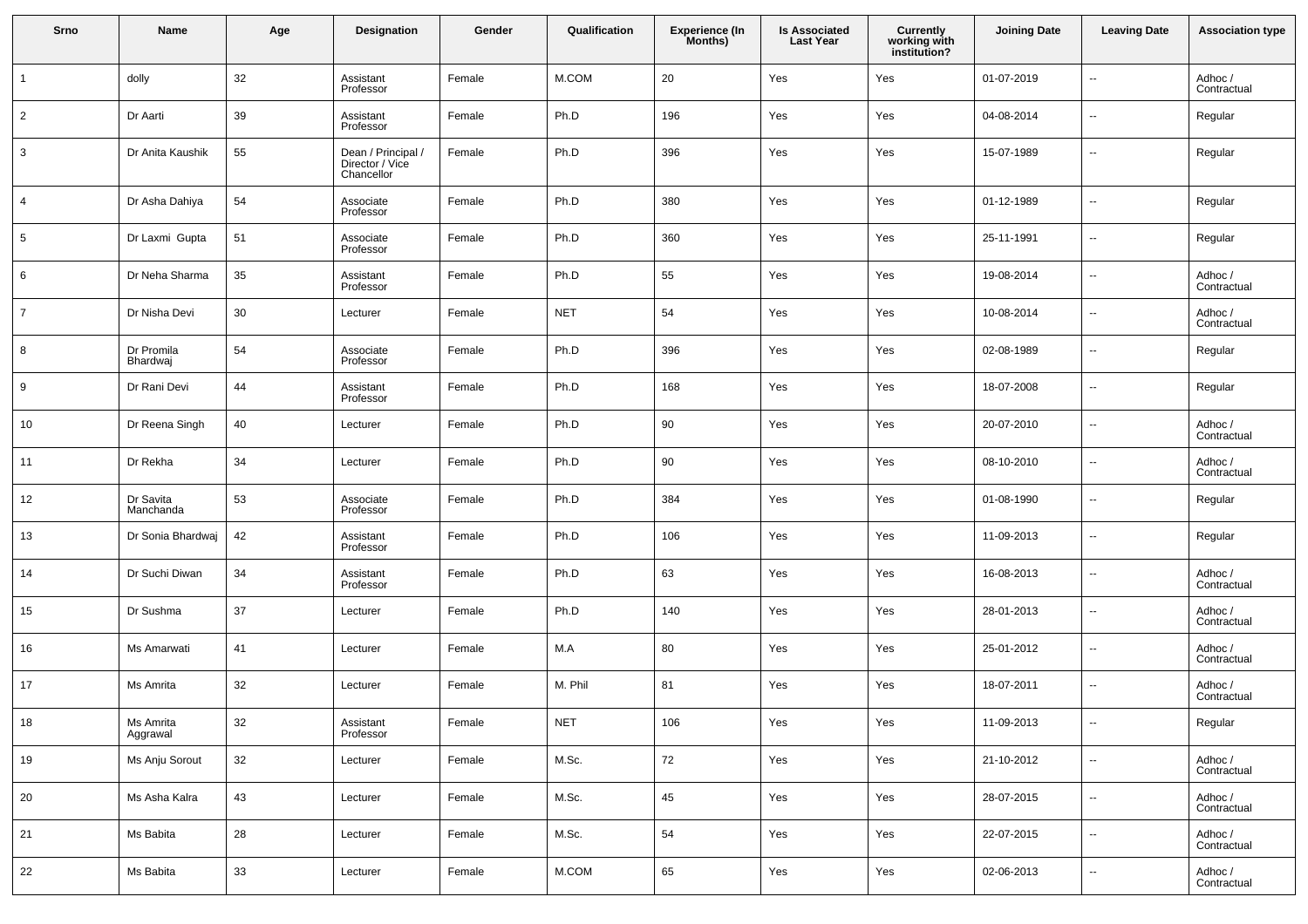| Srno | Name | Age | Designation | Gender | Qualification | Experience (In Months) | Is Associated Last Year | Currently working with institution? | Joining Date | Leaving Date | Association type |
|---|---|---|---|---|---|---|---|---|---|---|---|
| 1 | dolly | 32 | Assistant Professor | Female | M.COM | 20 | Yes | Yes | 01-07-2019 | -- | Adhoc / Contractual |
| 2 | Dr Aarti | 39 | Assistant Professor | Female | Ph.D | 196 | Yes | Yes | 04-08-2014 | -- | Regular |
| 3 | Dr Anita Kaushik | 55 | Dean / Principal / Director / Vice Chancellor | Female | Ph.D | 396 | Yes | Yes | 15-07-1989 | -- | Regular |
| 4 | Dr Asha Dahiya | 54 | Associate Professor | Female | Ph.D | 380 | Yes | Yes | 01-12-1989 | -- | Regular |
| 5 | Dr Laxmi Gupta | 51 | Associate Professor | Female | Ph.D | 360 | Yes | Yes | 25-11-1991 | -- | Regular |
| 6 | Dr Neha Sharma | 35 | Assistant Professor | Female | Ph.D | 55 | Yes | Yes | 19-08-2014 | -- | Adhoc / Contractual |
| 7 | Dr Nisha Devi | 30 | Lecturer | Female | NET | 54 | Yes | Yes | 10-08-2014 | -- | Adhoc / Contractual |
| 8 | Dr Promila Bhardwaj | 54 | Associate Professor | Female | Ph.D | 396 | Yes | Yes | 02-08-1989 | -- | Regular |
| 9 | Dr Rani Devi | 44 | Assistant Professor | Female | Ph.D | 168 | Yes | Yes | 18-07-2008 | -- | Regular |
| 10 | Dr Reena Singh | 40 | Lecturer | Female | Ph.D | 90 | Yes | Yes | 20-07-2010 | -- | Adhoc / Contractual |
| 11 | Dr Rekha | 34 | Lecturer | Female | Ph.D | 90 | Yes | Yes | 08-10-2010 | -- | Adhoc / Contractual |
| 12 | Dr Savita Manchanda | 53 | Associate Professor | Female | Ph.D | 384 | Yes | Yes | 01-08-1990 | -- | Regular |
| 13 | Dr Sonia Bhardwaj | 42 | Assistant Professor | Female | Ph.D | 106 | Yes | Yes | 11-09-2013 | -- | Regular |
| 14 | Dr Suchi Diwan | 34 | Assistant Professor | Female | Ph.D | 63 | Yes | Yes | 16-08-2013 | -- | Adhoc / Contractual |
| 15 | Dr Sushma | 37 | Lecturer | Female | Ph.D | 140 | Yes | Yes | 28-01-2013 | -- | Adhoc / Contractual |
| 16 | Ms Amarwati | 41 | Lecturer | Female | M.A | 80 | Yes | Yes | 25-01-2012 | -- | Adhoc / Contractual |
| 17 | Ms Amrita | 32 | Lecturer | Female | M. Phil | 81 | Yes | Yes | 18-07-2011 | -- | Adhoc / Contractual |
| 18 | Ms Amrita Aggrawal | 32 | Assistant Professor | Female | NET | 106 | Yes | Yes | 11-09-2013 | -- | Regular |
| 19 | Ms Anju Sorout | 32 | Lecturer | Female | M.Sc. | 72 | Yes | Yes | 21-10-2012 | -- | Adhoc / Contractual |
| 20 | Ms Asha Kalra | 43 | Lecturer | Female | M.Sc. | 45 | Yes | Yes | 28-07-2015 | -- | Adhoc / Contractual |
| 21 | Ms Babita | 28 | Lecturer | Female | M.Sc. | 54 | Yes | Yes | 22-07-2015 | -- | Adhoc / Contractual |
| 22 | Ms Babita | 33 | Lecturer | Female | M.COM | 65 | Yes | Yes | 02-06-2013 | -- | Adhoc / Contractual |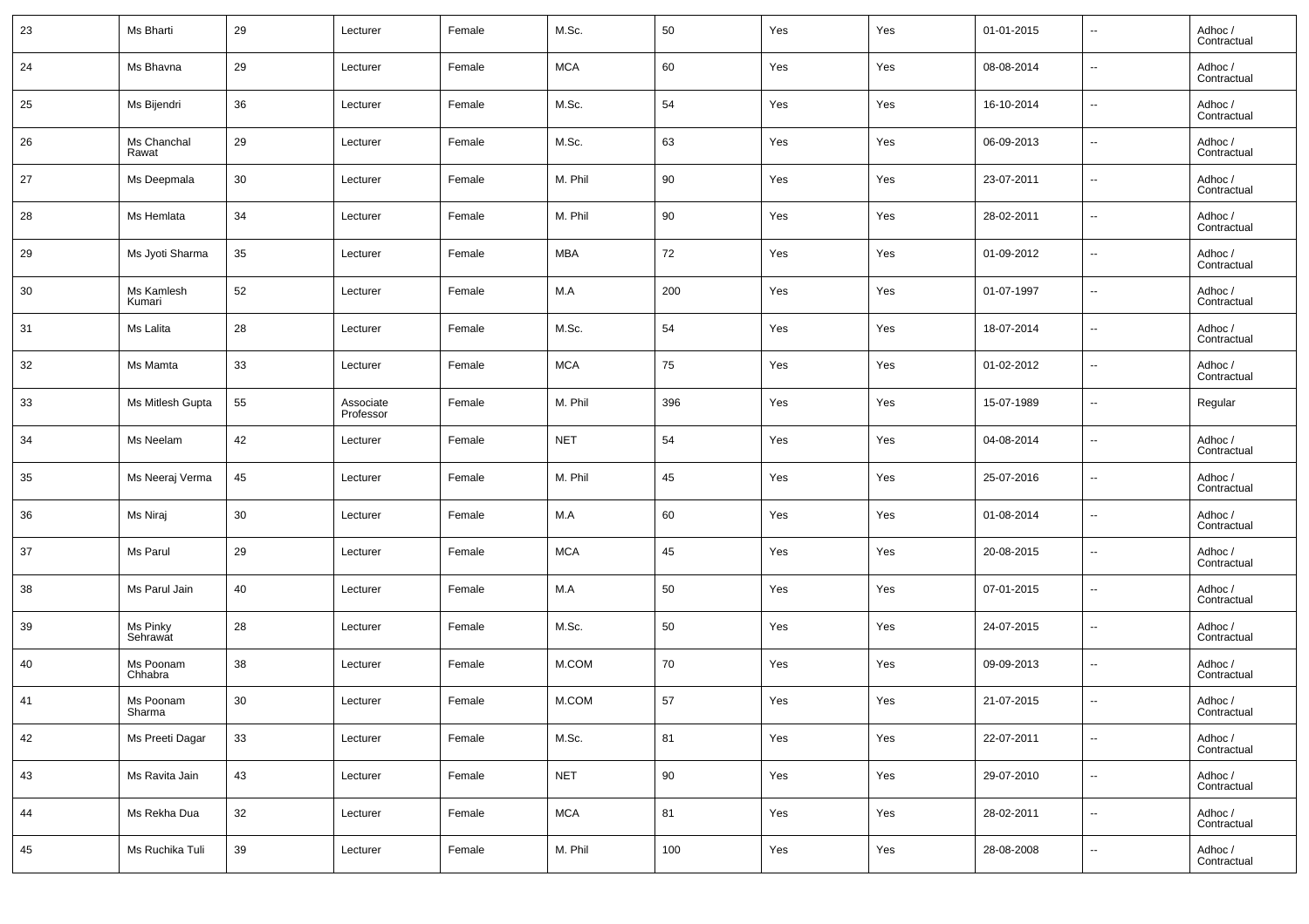| 23 | Ms Bharti | 29 | Lecturer | Female | M.Sc. | 50 | Yes | Yes | 01-01-2015 | -- | Adhoc / Contractual |
|---|---|---|---|---|---|---|---|---|---|---|---|
| 24 | Ms Bhavna | 29 | Lecturer | Female | MCA | 60 | Yes | Yes | 08-08-2014 | -- | Adhoc / Contractual |
| 25 | Ms Bijendri | 36 | Lecturer | Female | M.Sc. | 54 | Yes | Yes | 16-10-2014 | -- | Adhoc / Contractual |
| 26 | Ms Chanchal Rawat | 29 | Lecturer | Female | M.Sc. | 63 | Yes | Yes | 06-09-2013 | -- | Adhoc / Contractual |
| 27 | Ms Deepmala | 30 | Lecturer | Female | M. Phil | 90 | Yes | Yes | 23-07-2011 | -- | Adhoc / Contractual |
| 28 | Ms Hemlata | 34 | Lecturer | Female | M. Phil | 90 | Yes | Yes | 28-02-2011 | -- | Adhoc / Contractual |
| 29 | Ms Jyoti Sharma | 35 | Lecturer | Female | MBA | 72 | Yes | Yes | 01-09-2012 | -- | Adhoc / Contractual |
| 30 | Ms Kamlesh Kumari | 52 | Lecturer | Female | M.A | 200 | Yes | Yes | 01-07-1997 | -- | Adhoc / Contractual |
| 31 | Ms Lalita | 28 | Lecturer | Female | M.Sc. | 54 | Yes | Yes | 18-07-2014 | -- | Adhoc / Contractual |
| 32 | Ms Mamta | 33 | Lecturer | Female | MCA | 75 | Yes | Yes | 01-02-2012 | -- | Adhoc / Contractual |
| 33 | Ms Mitlesh Gupta | 55 | Associate Professor | Female | M. Phil | 396 | Yes | Yes | 15-07-1989 | -- | Regular |
| 34 | Ms Neelam | 42 | Lecturer | Female | NET | 54 | Yes | Yes | 04-08-2014 | -- | Adhoc / Contractual |
| 35 | Ms Neeraj Verma | 45 | Lecturer | Female | M. Phil | 45 | Yes | Yes | 25-07-2016 | -- | Adhoc / Contractual |
| 36 | Ms Niraj | 30 | Lecturer | Female | M.A | 60 | Yes | Yes | 01-08-2014 | -- | Adhoc / Contractual |
| 37 | Ms Parul | 29 | Lecturer | Female | MCA | 45 | Yes | Yes | 20-08-2015 | -- | Adhoc / Contractual |
| 38 | Ms Parul Jain | 40 | Lecturer | Female | M.A | 50 | Yes | Yes | 07-01-2015 | -- | Adhoc / Contractual |
| 39 | Ms Pinky Sehrawat | 28 | Lecturer | Female | M.Sc. | 50 | Yes | Yes | 24-07-2015 | -- | Adhoc / Contractual |
| 40 | Ms Poonam Chhabra | 38 | Lecturer | Female | M.COM | 70 | Yes | Yes | 09-09-2013 | -- | Adhoc / Contractual |
| 41 | Ms Poonam Sharma | 30 | Lecturer | Female | M.COM | 57 | Yes | Yes | 21-07-2015 | -- | Adhoc / Contractual |
| 42 | Ms Preeti Dagar | 33 | Lecturer | Female | M.Sc. | 81 | Yes | Yes | 22-07-2011 | -- | Adhoc / Contractual |
| 43 | Ms Ravita Jain | 43 | Lecturer | Female | NET | 90 | Yes | Yes | 29-07-2010 | -- | Adhoc / Contractual |
| 44 | Ms Rekha Dua | 32 | Lecturer | Female | MCA | 81 | Yes | Yes | 28-02-2011 | -- | Adhoc / Contractual |
| 45 | Ms Ruchika Tuli | 39 | Lecturer | Female | M. Phil | 100 | Yes | Yes | 28-08-2008 | -- | Adhoc / Contractual |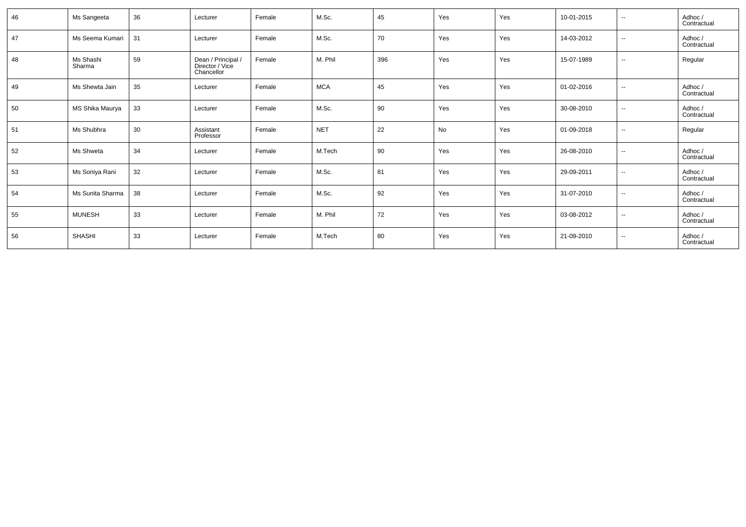| | | | | | | | | | | | |
|---|---|---|---|---|---|---|---|---|---|---|---|
| 46 | Ms Sangeeta | 36 | Lecturer | Female | M.Sc. | 45 | Yes | Yes | 10-01-2015 | -- | Adhoc / Contractual |
| 47 | Ms Seema Kumari | 31 | Lecturer | Female | M.Sc. | 70 | Yes | Yes | 14-03-2012 | -- | Adhoc / Contractual |
| 48 | Ms Shashi Sharma | 59 | Dean / Principal / Director / Vice Chancellor | Female | M. Phil | 396 | Yes | Yes | 15-07-1989 | -- | Regular |
| 49 | Ms Shewta Jain | 35 | Lecturer | Female | MCA | 45 | Yes | Yes | 01-02-2016 | -- | Adhoc / Contractual |
| 50 | MS Shika Maurya | 33 | Lecturer | Female | M.Sc. | 90 | Yes | Yes | 30-08-2010 | -- | Adhoc / Contractual |
| 51 | Ms Shubhra | 30 | Assistant Professor | Female | NET | 22 | No | Yes | 01-09-2018 | -- | Regular |
| 52 | Ms Shweta | 34 | Lecturer | Female | M.Tech | 90 | Yes | Yes | 26-08-2010 | -- | Adhoc / Contractual |
| 53 | Ms Soniya Rani | 32 | Lecturer | Female | M.Sc. | 81 | Yes | Yes | 29-09-2011 | -- | Adhoc / Contractual |
| 54 | Ms Sunita Sharma | 38 | Lecturer | Female | M.Sc. | 92 | Yes | Yes | 31-07-2010 | -- | Adhoc / Contractual |
| 55 | MUNESH | 33 | Lecturer | Female | M. Phil | 72 | Yes | Yes | 03-08-2012 | -- | Adhoc / Contractual |
| 56 | SHASHI | 33 | Lecturer | Female | M.Tech | 80 | Yes | Yes | 21-09-2010 | -- | Adhoc / Contractual |